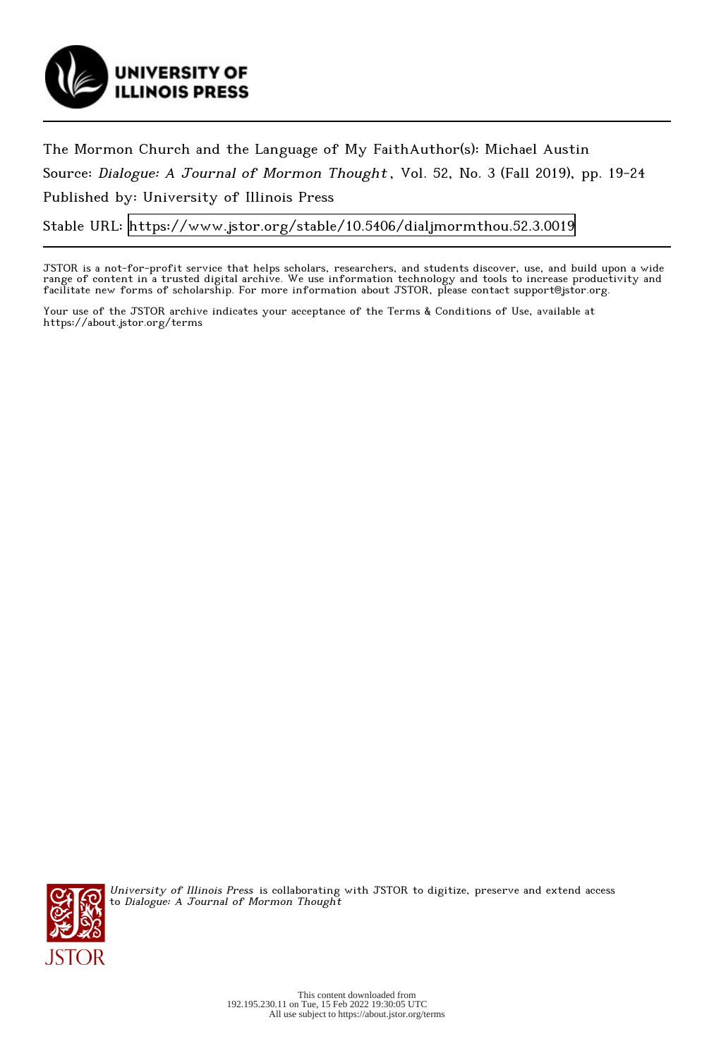The Mormon Church and the Language of My FaithAuthor(s): Michael Austin

Source: *Dialogue: A Journal of Mormon Thought*, Vol. 52, No. 3 (Fall 2019), pp. 19-24

Published by: University of Illinois Press

Stable URL: https://www.jstor.org/stable/10.5406/dialjmormthou.52.3.0019

JSTOR is a not-for-profit service that helps scholars, researchers, and students discover, use, and build upon a wide range of content in a trusted digital archive. We use information technology and tools to increase productivity and facilitate new forms of scholarship. For more information about JSTOR, please contact support@jstor.org.

Your use of the JSTOR archive indicates your acceptance of the Terms & Conditions of Use, available at https://about.jstor.org/terms

*University of Illinois Press* is collaborating with JSTOR to digitize, preserve and extend access to *Dialogue: A Journal of Mormon Thought*

This content downloaded from 192.195.230.11 on Tue, 15 Feb 2022 19:30:05 UTC
All use subject to https://about.jstor.org/terms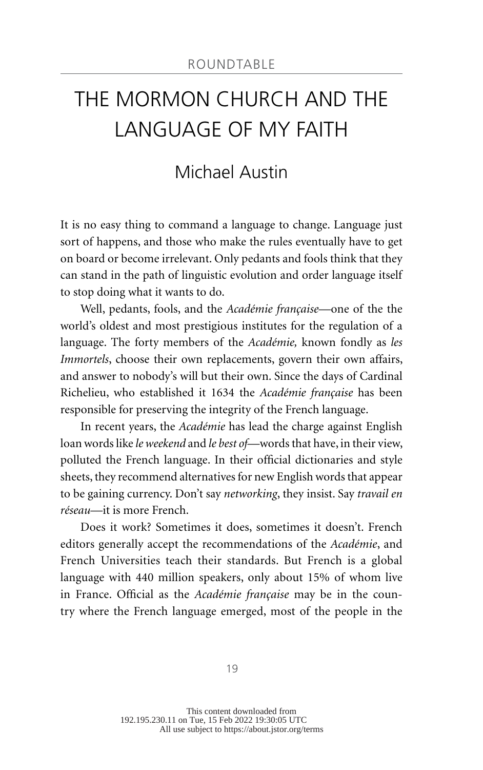ROUNDTABLE

# THE MORMON CHURCH AND THE LANGUAGE OF MY FAITH

## Michael Austin

It is no easy thing to command a language to change. Language just sort of happens, and those who make the rules eventually have to get on board or become irrelevant. Only pedants and fools think that they can stand in the path of linguistic evolution and order language itself to stop doing what it wants to do.

Well, pedants, fools, and the *Académie française*—one of the the world's oldest and most prestigious institutes for the regulation of a language. The forty members of the *Académie,* known fondly as *les Immortels*, choose their own replacements, govern their own affairs, and answer to nobody's will but their own. Since the days of Cardinal Richelieu, who established it 1634 the *Académie française* has been responsible for preserving the integrity of the French language.

In recent years, the *Académie* has lead the charge against English loan words like *le weekend* and *le best of*—words that have, in their view, polluted the French language. In their official dictionaries and style sheets, they recommend alternatives for new English words that appear to be gaining currency. Don't say *networking*, they insist. Say *travail en réseau*—it is more French.

Does it work? Sometimes it does, sometimes it doesn't. French editors generally accept the recommendations of the *Académie*, and French Universities teach their standards. But French is a global language with 440 million speakers, only about 15% of whom live in France. Official as the *Académie française* may be in the country where the French language emerged, most of the people in the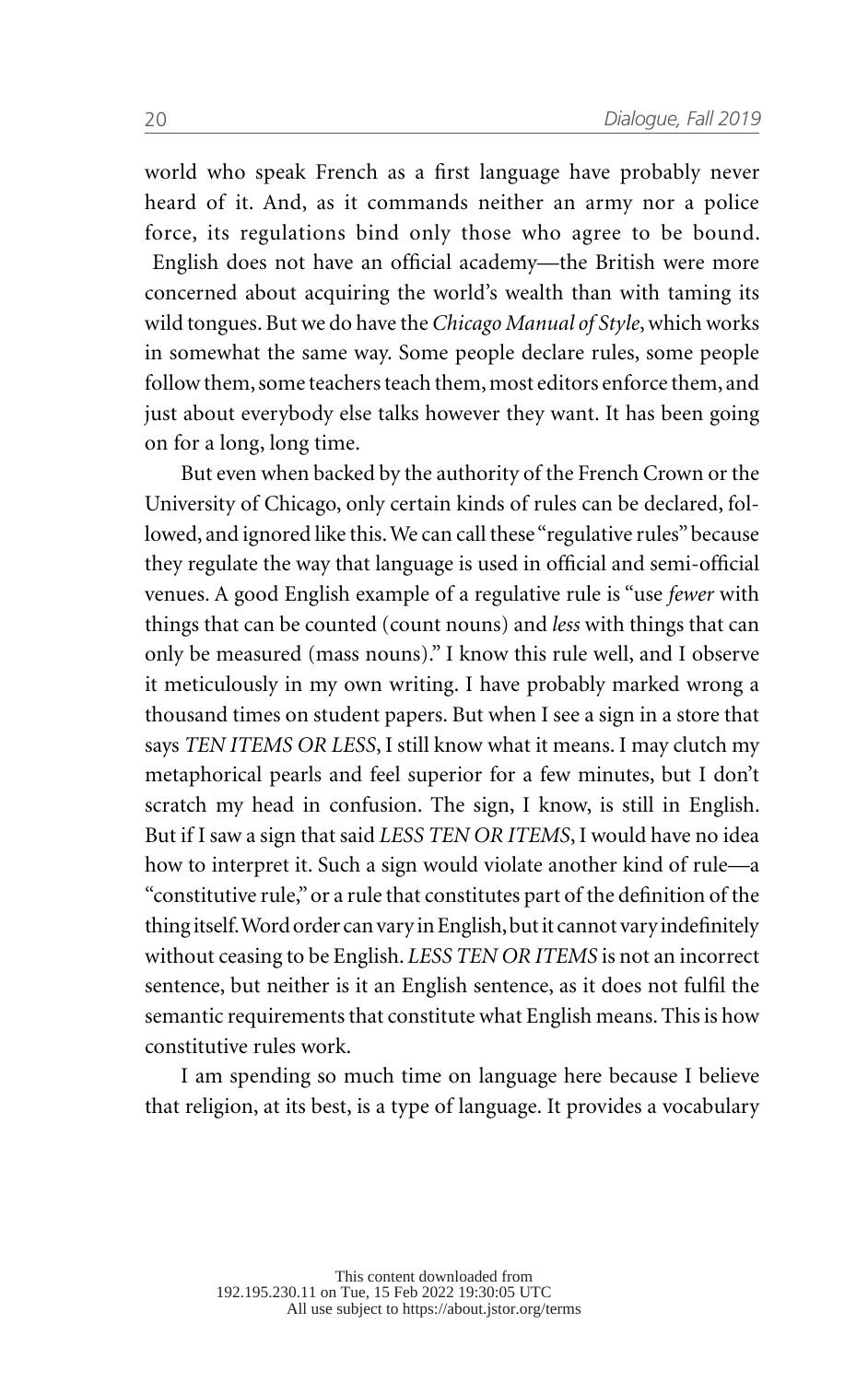world who speak French as a first language have probably never heard of it. And, as it commands neither an army nor a police force, its regulations bind only those who agree to be bound. English does not have an official academy—the British were more concerned about acquiring the world's wealth than with taming its wild tongues. But we do have the *Chicago Manual of Style*, which works in somewhat the same way. Some people declare rules, some people follow them, some teachers teach them, most editors enforce them, and just about everybody else talks however they want. It has been going on for a long, long time.

But even when backed by the authority of the French Crown or the University of Chicago, only certain kinds of rules can be declared, followed, and ignored like this. We can call these "regulative rules" because they regulate the way that language is used in official and semi-official venues. A good English example of a regulative rule is "use *fewer* with things that can be counted (count nouns) and *less* with things that can only be measured (mass nouns)." I know this rule well, and I observe it meticulously in my own writing. I have probably marked wrong a thousand times on student papers. But when I see a sign in a store that says *TEN ITEMS OR LESS*, I still know what it means. I may clutch my metaphorical pearls and feel superior for a few minutes, but I don't scratch my head in confusion. The sign, I know, is still in English. But if I saw a sign that said *LESS TEN OR ITEMS*, I would have no idea how to interpret it. Such a sign would violate another kind of rule—a "constitutive rule," or a rule that constitutes part of the definition of the thing itself. Word order can vary in English, but it cannot vary indefinitely without ceasing to be English. *LESS TEN OR ITEMS* is not an incorrect sentence, but neither is it an English sentence, as it does not fulfil the semantic requirements that constitute what English means. This is how constitutive rules work.

I am spending so much time on language here because I believe that religion, at its best, is a type of language. It provides a vocabulary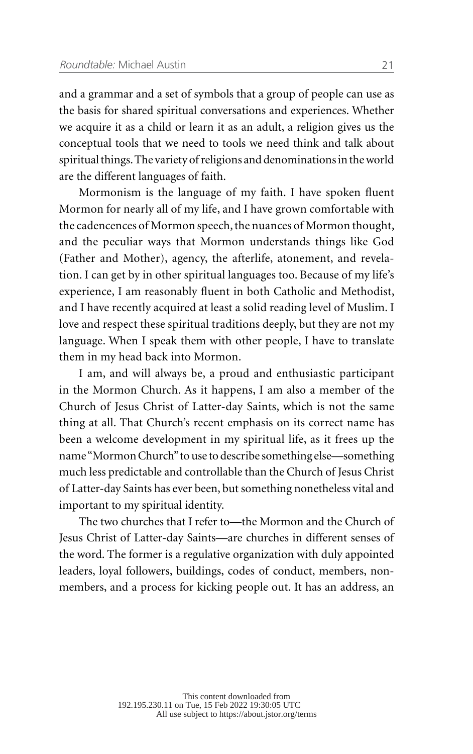and a grammar and a set of symbols that a group of people can use as the basis for shared spiritual conversations and experiences. Whether we acquire it as a child or learn it as an adult, a religion gives us the conceptual tools that we need to tools we need think and talk about spiritual things. The variety of religions and denominations in the world are the different languages of faith.

Mormonism is the language of my faith. I have spoken fluent Mormon for nearly all of my life, and I have grown comfortable with the cadencences of Mormon speech, the nuances of Mormon thought, and the peculiar ways that Mormon understands things like God (Father and Mother), agency, the afterlife, atonement, and revelation. I can get by in other spiritual languages too. Because of my life's experience, I am reasonably fluent in both Catholic and Methodist, and I have recently acquired at least a solid reading level of Muslim. I love and respect these spiritual traditions deeply, but they are not my language. When I speak them with other people, I have to translate them in my head back into Mormon.

I am, and will always be, a proud and enthusiastic participant in the Mormon Church. As it happens, I am also a member of the Church of Jesus Christ of Latter-day Saints, which is not the same thing at all. That Church's recent emphasis on its correct name has been a welcome development in my spiritual life, as it frees up the name "Mormon Church" to use to describe something else—something much less predictable and controllable than the Church of Jesus Christ of Latter-day Saints has ever been, but something nonetheless vital and important to my spiritual identity.

The two churches that I refer to—the Mormon and the Church of Jesus Christ of Latter-day Saints—are churches in different senses of the word. The former is a regulative organization with duly appointed leaders, loyal followers, buildings, codes of conduct, members, nonmembers, and a process for kicking people out. It has an address, an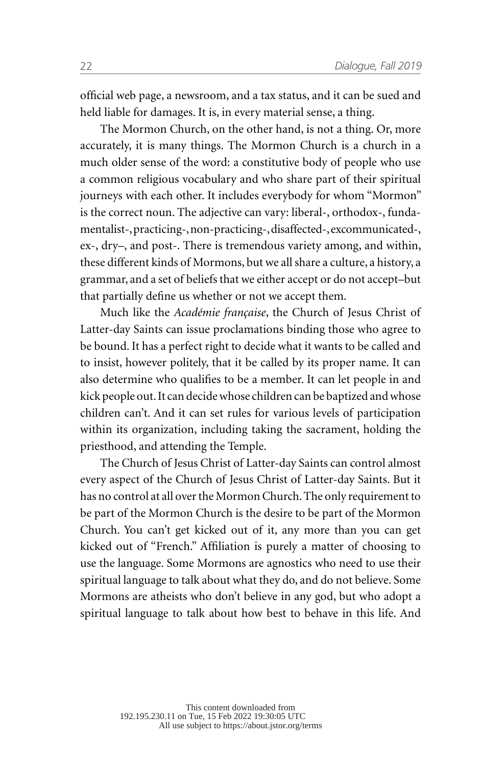official web page, a newsroom, and a tax status, and it can be sued and held liable for damages. It is, in every material sense, a thing.

The Mormon Church, on the other hand, is not a thing. Or, more accurately, it is many things. The Mormon Church is a church in a much older sense of the word: a constitutive body of people who use a common religious vocabulary and who share part of their spiritual journeys with each other. It includes everybody for whom "Mormon" is the correct noun. The adjective can vary: liberal-, orthodox-, fundamentalist-, practicing-, non-practicing-, disaffected-, excommunicated-, ex-, dry–, and post-. There is tremendous variety among, and within, these different kinds of Mormons, but we all share a culture, a history, a grammar, and a set of beliefs that we either accept or do not accept–but that partially define us whether or not we accept them.

Much like the *Académie française*, the Church of Jesus Christ of Latter-day Saints can issue proclamations binding those who agree to be bound. It has a perfect right to decide what it wants to be called and to insist, however politely, that it be called by its proper name. It can also determine who qualifies to be a member. It can let people in and kick people out. It can decide whose children can be baptized and whose children can't. And it can set rules for various levels of participation within its organization, including taking the sacrament, holding the priesthood, and attending the Temple.

The Church of Jesus Christ of Latter-day Saints can control almost every aspect of the Church of Jesus Christ of Latter-day Saints. But it has no control at all over the Mormon Church. The only requirement to be part of the Mormon Church is the desire to be part of the Mormon Church. You can't get kicked out of it, any more than you can get kicked out of "French." Affiliation is purely a matter of choosing to use the language. Some Mormons are agnostics who need to use their spiritual language to talk about what they do, and do not believe. Some Mormons are atheists who don't believe in any god, but who adopt a spiritual language to talk about how best to behave in this life. And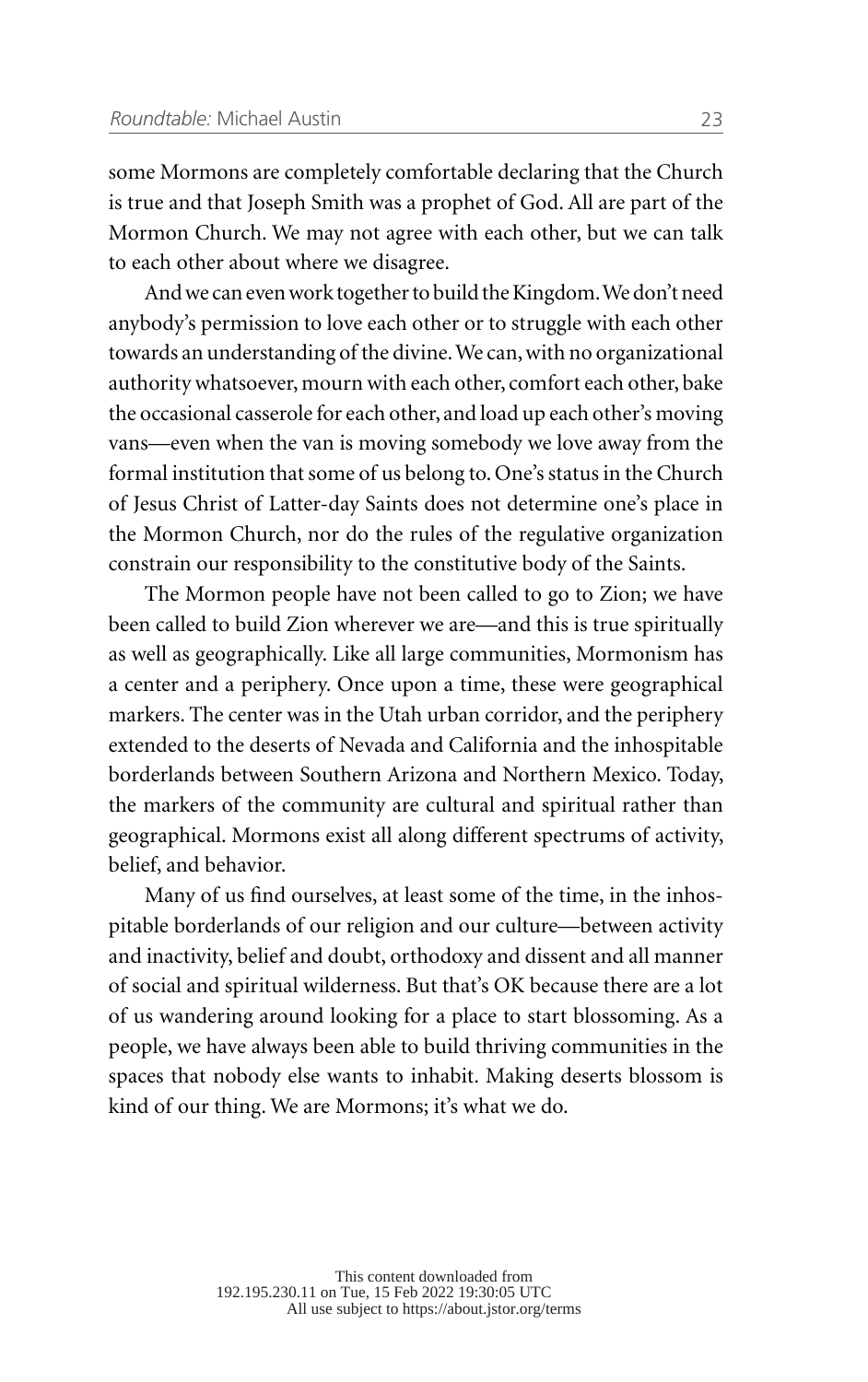some Mormons are completely comfortable declaring that the Church is true and that Joseph Smith was a prophet of God. All are part of the Mormon Church. We may not agree with each other, but we can talk to each other about where we disagree.

And we can even work together to build the Kingdom. We don't need anybody's permission to love each other or to struggle with each other towards an understanding of the divine. We can, with no organizational authority whatsoever, mourn with each other, comfort each other, bake the occasional casserole for each other, and load up each other's moving vans—even when the van is moving somebody we love away from the formal institution that some of us belong to. One's status in the Church of Jesus Christ of Latter-day Saints does not determine one's place in the Mormon Church, nor do the rules of the regulative organization constrain our responsibility to the constitutive body of the Saints.

The Mormon people have not been called to go to Zion; we have been called to build Zion wherever we are—and this is true spiritually as well as geographically. Like all large communities, Mormonism has a center and a periphery. Once upon a time, these were geographical markers. The center was in the Utah urban corridor, and the periphery extended to the deserts of Nevada and California and the inhospitable borderlands between Southern Arizona and Northern Mexico. Today, the markers of the community are cultural and spiritual rather than geographical. Mormons exist all along different spectrums of activity, belief, and behavior.

Many of us find ourselves, at least some of the time, in the inhospitable borderlands of our religion and our culture—between activity and inactivity, belief and doubt, orthodoxy and dissent and all manner of social and spiritual wilderness. But that's OK because there are a lot of us wandering around looking for a place to start blossoming. As a people, we have always been able to build thriving communities in the spaces that nobody else wants to inhabit. Making deserts blossom is kind of our thing. We are Mormons; it's what we do.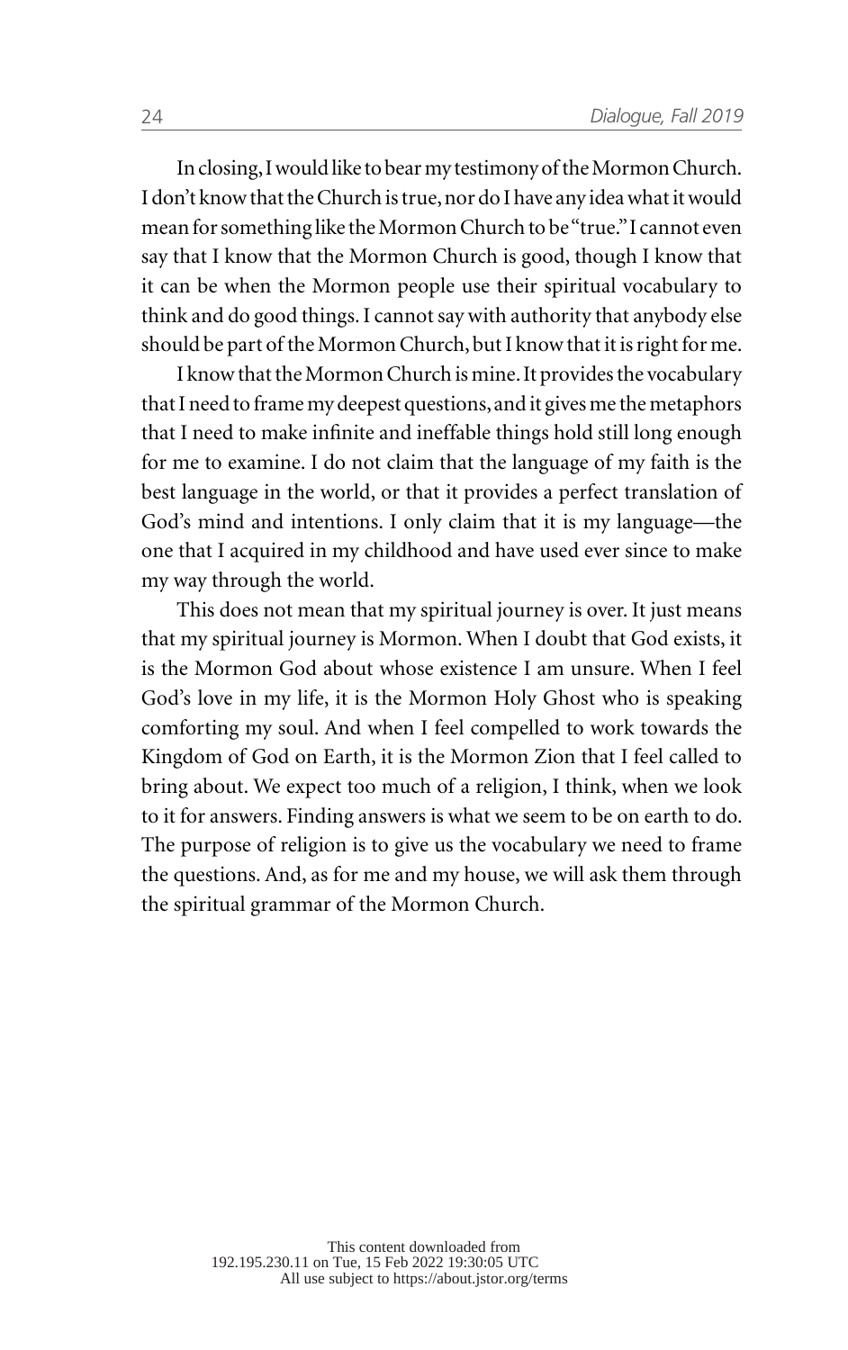In closing, I would like to bear my testimony of the Mormon Church. I don't know that the Church is true, nor do I have any idea what it would mean for something like the Mormon Church to be "true." I cannot even say that I know that the Mormon Church is good, though I know that it can be when the Mormon people use their spiritual vocabulary to think and do good things. I cannot say with authority that anybody else should be part of the Mormon Church, but I know that it is right for me.

I know that the Mormon Church is mine. It provides the vocabulary that I need to frame my deepest questions, and it gives me the metaphors that I need to make infinite and ineffable things hold still long enough for me to examine. I do not claim that the language of my faith is the best language in the world, or that it provides a perfect translation of God's mind and intentions. I only claim that it is my language—the one that I acquired in my childhood and have used ever since to make my way through the world.

This does not mean that my spiritual journey is over. It just means that my spiritual journey is Mormon. When I doubt that God exists, it is the Mormon God about whose existence I am unsure. When I feel God's love in my life, it is the Mormon Holy Ghost who is speaking comforting my soul. And when I feel compelled to work towards the Kingdom of God on Earth, it is the Mormon Zion that I feel called to bring about. We expect too much of a religion, I think, when we look to it for answers. Finding answers is what we seem to be on earth to do. The purpose of religion is to give us the vocabulary we need to frame the questions. And, as for me and my house, we will ask them through the spiritual grammar of the Mormon Church.